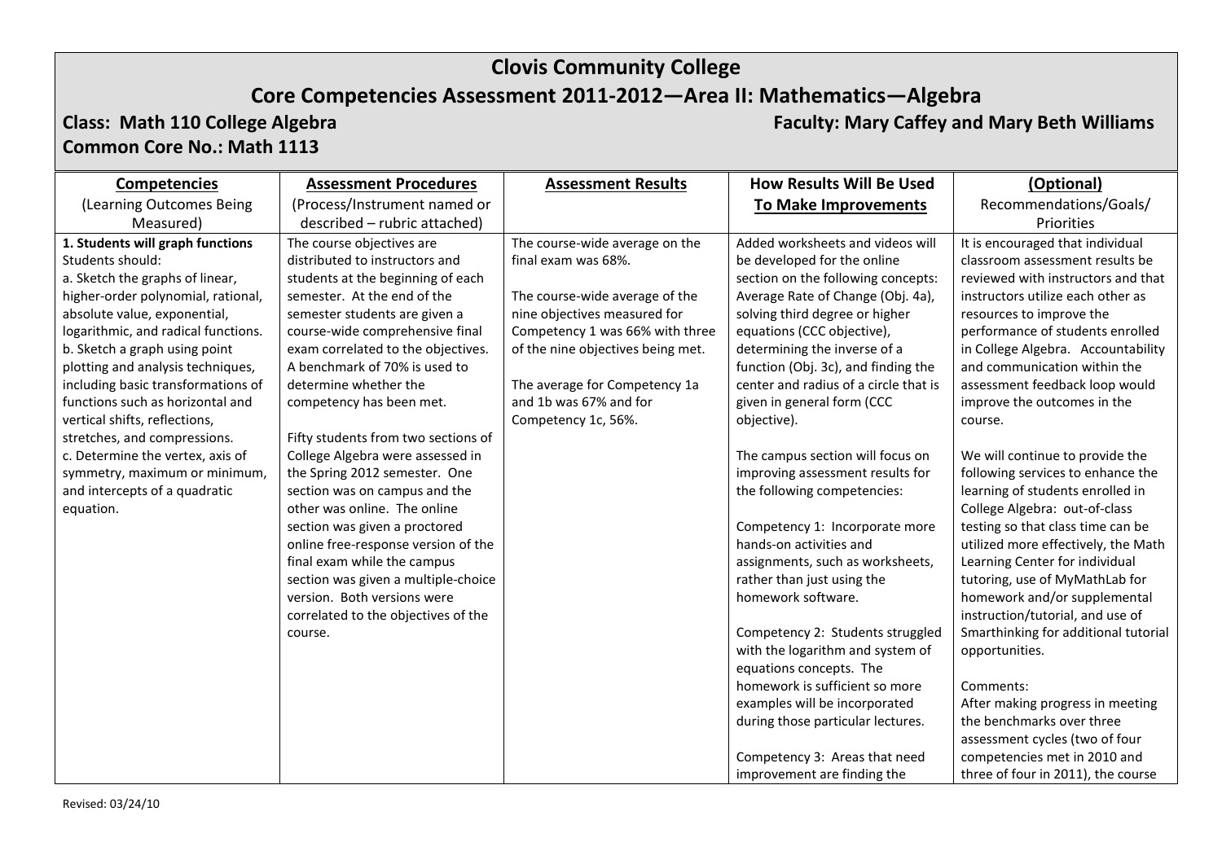# Clovis Community College

## Core Competencies Assessment 2011-2012—Area II: Mathematics—Algebra

**Class: Math 110 College Algebra** | **Faculty: Mary Caffey and Mary Beth Williams**

**Common Core No.: Math 1113**

| **Competencies** (Learning Outcomes Being Measured) | **Assessment Procedures** (Process/Instrument named or described – rubric attached) | **Assessment Results** | **How Results Will Be Used To Make Improvements** | **(Optional)** Recommendations/Goals/ Priorities |
|---|---|---|---|---|
| **1. Students will graph functions** Students should:<br>a. Sketch the graphs of linear, higher-order polynomial, rational, absolute value, exponential, logarithmic, and radical functions.<br>b. Sketch a graph using point plotting and analysis techniques, including basic transformations of functions such as horizontal and vertical shifts, reflections, stretches, and compressions.<br>c. Determine the vertex, axis of symmetry, maximum or minimum, and intercepts of a quadratic equation. | The course objectives are distributed to instructors and students at the beginning of each semester. At the end of the semester students are given a course-wide comprehensive final exam correlated to the objectives. A benchmark of 70% is used to determine whether the competency has been met.<br><br>Fifty students from two sections of College Algebra were assessed in the Spring 2012 semester. One section was on campus and the other was online. The online section was given a proctored online free-response version of the final exam while the campus section was given a multiple-choice version. Both versions were correlated to the objectives of the course. | The course-wide average on the final exam was 68%.<br><br>The course-wide average of the nine objectives measured for Competency 1 was 66% with three of the nine objectives being met.<br><br>The average for Competency 1a and 1b was 67% and for Competency 1c, 56%. | Added worksheets and videos will be developed for the online section on the following concepts: Average Rate of Change (Obj. 4a), solving third degree or higher equations (CCC objective), determining the inverse of a function (Obj. 3c), and finding the center and radius of a circle that is given in general form (CCC objective).<br><br>The campus section will focus on improving assessment results for the following competencies:<br><br>Competency 1: Incorporate more hands-on activities and assignments, such as worksheets, rather than just using the homework software.<br><br>Competency 2: Students struggled with the logarithm and system of equations concepts. The homework is sufficient so more examples will be incorporated during those particular lectures.<br><br>Competency 3: Areas that need improvement are finding the | It is encouraged that individual classroom assessment results be reviewed with instructors and that instructors utilize each other as resources to improve the performance of students enrolled in College Algebra. Accountability and communication within the assessment feedback loop would improve the outcomes in the course.<br><br>We will continue to provide the following services to enhance the learning of students enrolled in College Algebra: out-of-class testing so that class time can be utilized more effectively, the Math Learning Center for individual tutoring, use of MyMathLab for homework and/or supplemental instruction/tutorial, and use of Smarthinking for additional tutorial opportunities.<br><br>Comments:<br>After making progress in meeting the benchmarks over three assessment cycles (two of four competencies met in 2010 and three of four in 2011), the course |

Revised: 03/24/10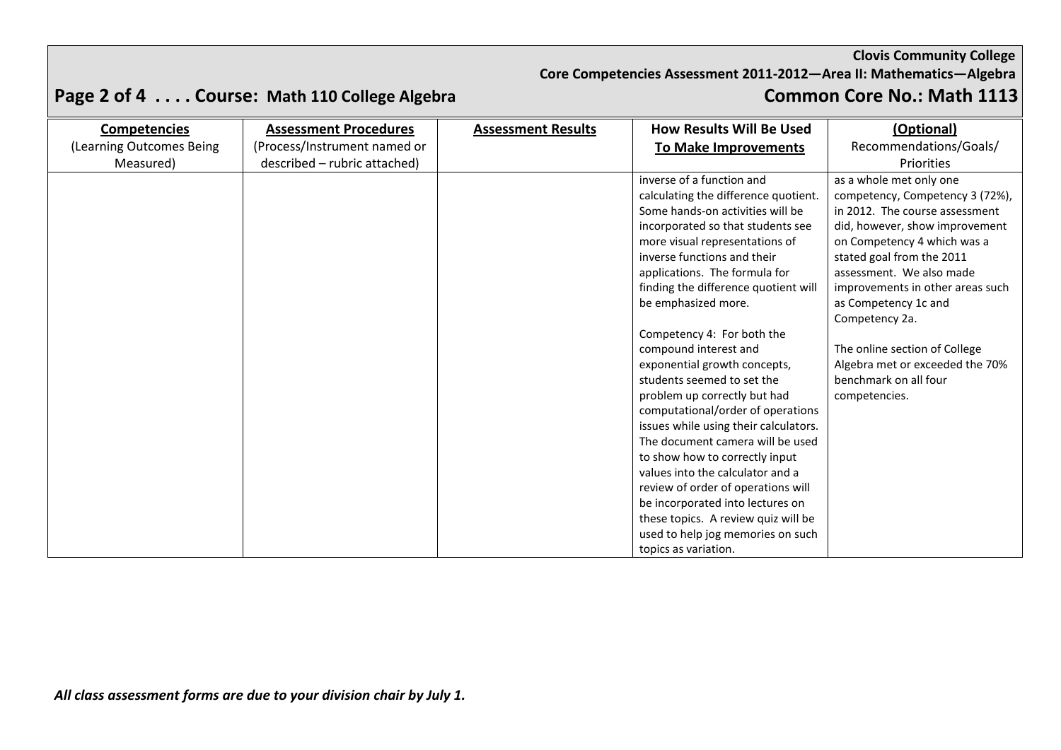| **Competencies** (Learning Outcomes Being Measured) | **Assessment Procedures** (Process/Instrument named or described – rubric attached) | **Assessment Results** | **How Results Will Be Used To Make Improvements** | **(Optional)** Recommendations/Goals/ Priorities |
|---|---|---|---|---|
| | | | inverse of a function and calculating the difference quotient. Some hands-on activities will be incorporated so that students see more visual representations of inverse functions and their applications. The formula for finding the difference quotient will be emphasized more.<br><br>Competency 4: For both the compound interest and exponential growth concepts, students seemed to set the problem up correctly but had computational/order of operations issues while using their calculators. The document camera will be used to show how to correctly input values into the calculator and a review of order of operations will be incorporated into lectures on these topics. A review quiz will be used to help jog memories on such topics as variation. | as a whole met only one competency, Competency 3 (72%), in 2012. The course assessment did, however, show improvement on Competency 4 which was a stated goal from the 2011 assessment. We also made improvements in other areas such as Competency 1c and Competency 2a.<br><br>The online section of College Algebra met or exceeded the 70% benchmark on all four competencies. |

*All class assessment forms are due to your division chair by July 1.*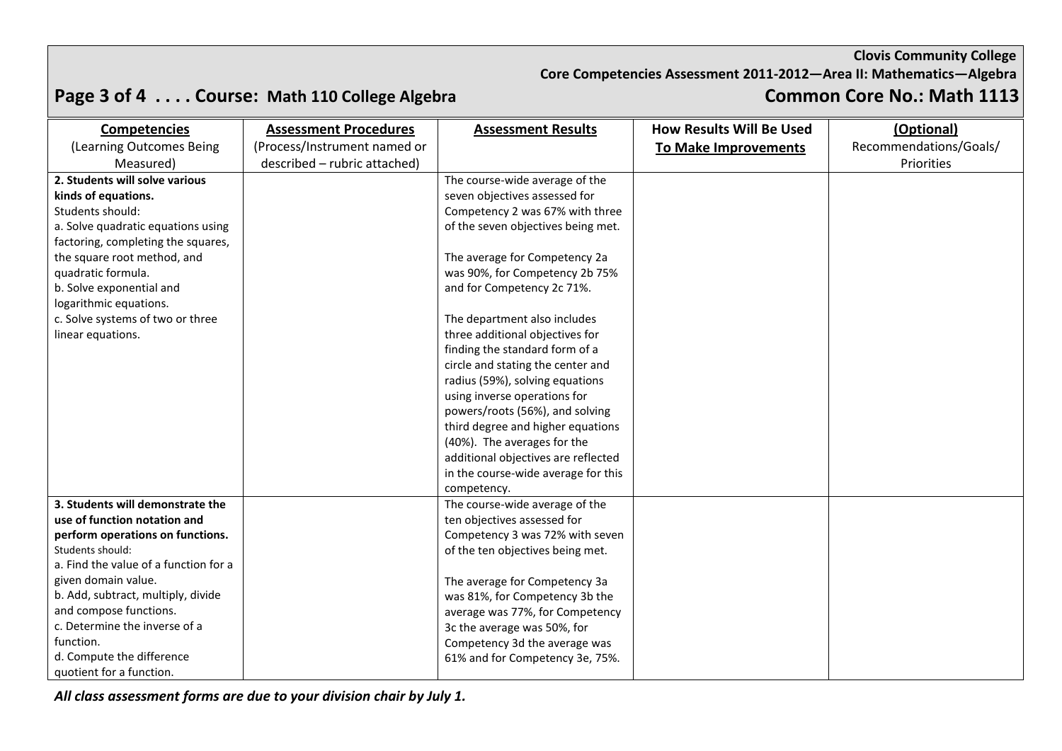**Clovis Community College**
**Core Competencies Assessment 2011-2012—Area II: Mathematics—Algebra**

## Course: Math 110 College Algebra — Common Core No.: Math 1113

| Competencies (Learning Outcomes Being Measured) | Assessment Procedures (Process/Instrument named or described – rubric attached) | Assessment Results | How Results Will Be Used To Make Improvements | (Optional) Recommendations/Goals/ Priorities |
|---|---|---|---|---|
| **2. Students will solve various kinds of equations.** Students should: a. Solve quadratic equations using factoring, completing the squares, the square root method, and quadratic formula. b. Solve exponential and logarithmic equations. c. Solve systems of two or three linear equations. | | The course-wide average of the seven objectives assessed for Competency 2 was 67% with three of the seven objectives being met. The average for Competency 2a was 90%, for Competency 2b 75% and for Competency 2c 71%. The department also includes three additional objectives for finding the standard form of a circle and stating the center and radius (59%), solving equations using inverse operations for powers/roots (56%), and solving third degree and higher equations (40%). The averages for the additional objectives are reflected in the course-wide average for this competency. | | |
| **3. Students will demonstrate the use of function notation and perform operations on functions.** Students should: a. Find the value of a function for a given domain value. b. Add, subtract, multiply, divide and compose functions. c. Determine the inverse of a function. d. Compute the difference quotient for a function. | | The course-wide average of the ten objectives assessed for Competency 3 was 72% with seven of the ten objectives being met. The average for Competency 3a was 81%, for Competency 3b the average was 77%, for Competency 3c the average was 50%, for Competency 3d the average was 61% and for Competency 3e, 75%. | | |

*All class assessment forms are due to your division chair by July 1.*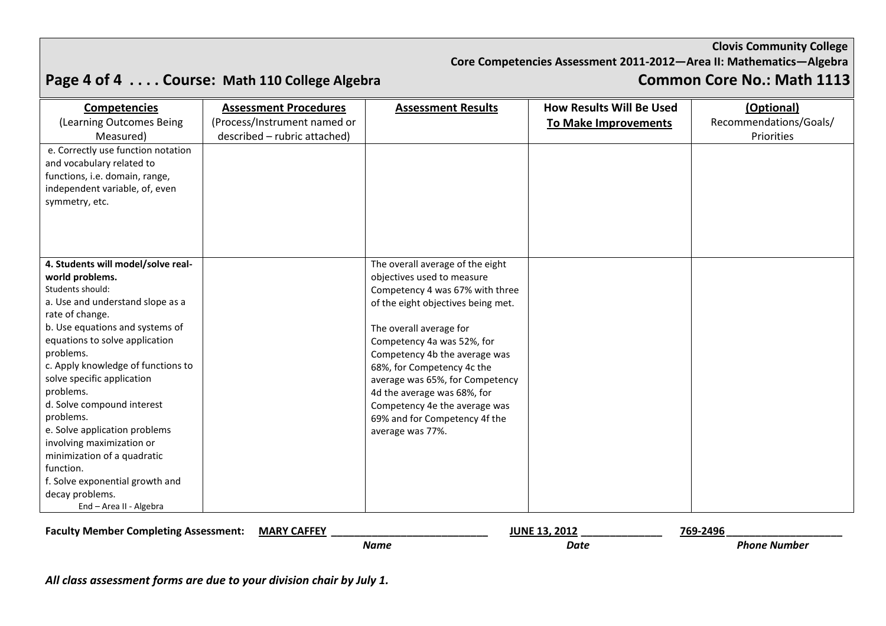**Clovis Community College**
**Core Competencies Assessment 2011-2012—Area II: Mathematics—Algebra**

## Page 4 of 4 . . . . Course: Math 110 College Algebra — Common Core No.: Math 1113

| **Competencies** (Learning Outcomes Being Measured) | **Assessment Procedures** (Process/Instrument named or described – rubric attached) | **Assessment Results** | **How Results Will Be Used To Make Improvements** | **(Optional)** Recommendations/Goals/ Priorities |
|---|---|---|---|---|
| e. Correctly use function notation and vocabulary related to functions, i.e. domain, range, independent variable, of, even symmetry, etc. | | | | |
| **4. Students will model/solve real-world problems.**<br>Students should:<br>a. Use and understand slope as a rate of change.<br>b. Use equations and systems of equations to solve application problems.<br>c. Apply knowledge of functions to solve specific application problems.<br>d. Solve compound interest problems.<br>e. Solve application problems involving maximization or minimization of a quadratic function.<br>f. Solve exponential growth and decay problems.<br>End – Area II - Algebra | | The overall average of the eight objectives used to measure Competency 4 was 67% with three of the eight objectives being met.<br><br>The overall average for Competency 4a was 52%, for Competency 4b the average was 68%, for Competency 4c the average was 65%, for Competency 4d the average was 68%, for Competency 4e the average was 69% and for Competency 4f the average was 77%. | | |

**Faculty Member Completing Assessment:** **MARY CAFFEY** ____________ (*Name*) **JUNE 13, 2012** ____________ (*Date*) **769-2496** ____________ (*Phone Number*)

***All class assessment forms are due to your division chair by July 1.***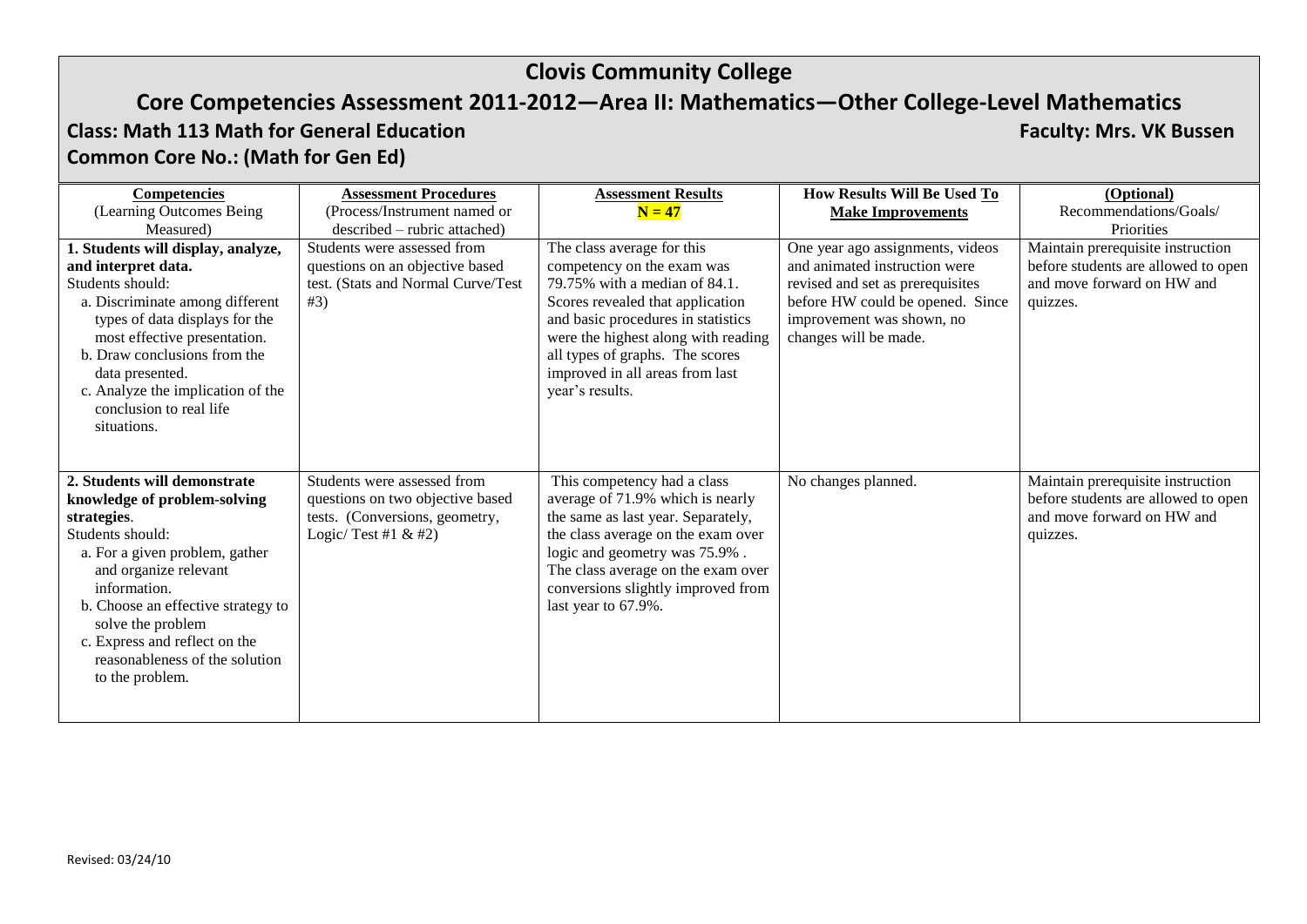# Clovis Community College

## Core Competencies Assessment 2011-2012—Area II: Mathematics—Other College-Level Mathematics

**Class: Math 113 Math for General Education** **Faculty: Mrs. VK Bussen**

**Common Core No.: (Math for Gen Ed)**

| **Competencies** (Learning Outcomes Being Measured) | **Assessment Procedures** (Process/Instrument named or described – rubric attached) | **Assessment Results** **N = 47** | **How Results Will Be Used To Make Improvements** | **(Optional)** Recommendations/Goals/ Priorities |
|---|---|---|---|---|
| **1. Students will display, analyze, and interpret data.** Students should: a. Discriminate among different types of data displays for the most effective presentation. b. Draw conclusions from the data presented. c. Analyze the implication of the conclusion to real life situations. | Students were assessed from questions on an objective based test. (Stats and Normal Curve/Test #3) | The class average for this competency on the exam was 79.75% with a median of 84.1. Scores revealed that application and basic procedures in statistics were the highest along with reading all types of graphs. The scores improved in all areas from last year's results. | One year ago assignments, videos and animated instruction were revised and set as prerequisites before HW could be opened. Since improvement was shown, no changes will be made. | Maintain prerequisite instruction before students are allowed to open and move forward on HW and quizzes. |
| **2. Students will demonstrate knowledge of problem-solving strategies**. Students should: a. For a given problem, gather and organize relevant information. b. Choose an effective strategy to solve the problem c. Express and reflect on the reasonableness of the solution to the problem. | Students were assessed from questions on two objective based tests. (Conversions, geometry, Logic/ Test #1 & #2) | This competency had a class average of 71.9% which is nearly the same as last year. Separately, the class average on the exam over logic and geometry was 75.9% . The class average on the exam over conversions slightly improved from last year to 67.9%. | No changes planned. | Maintain prerequisite instruction before students are allowed to open and move forward on HW and quizzes. |

Revised: 03/24/10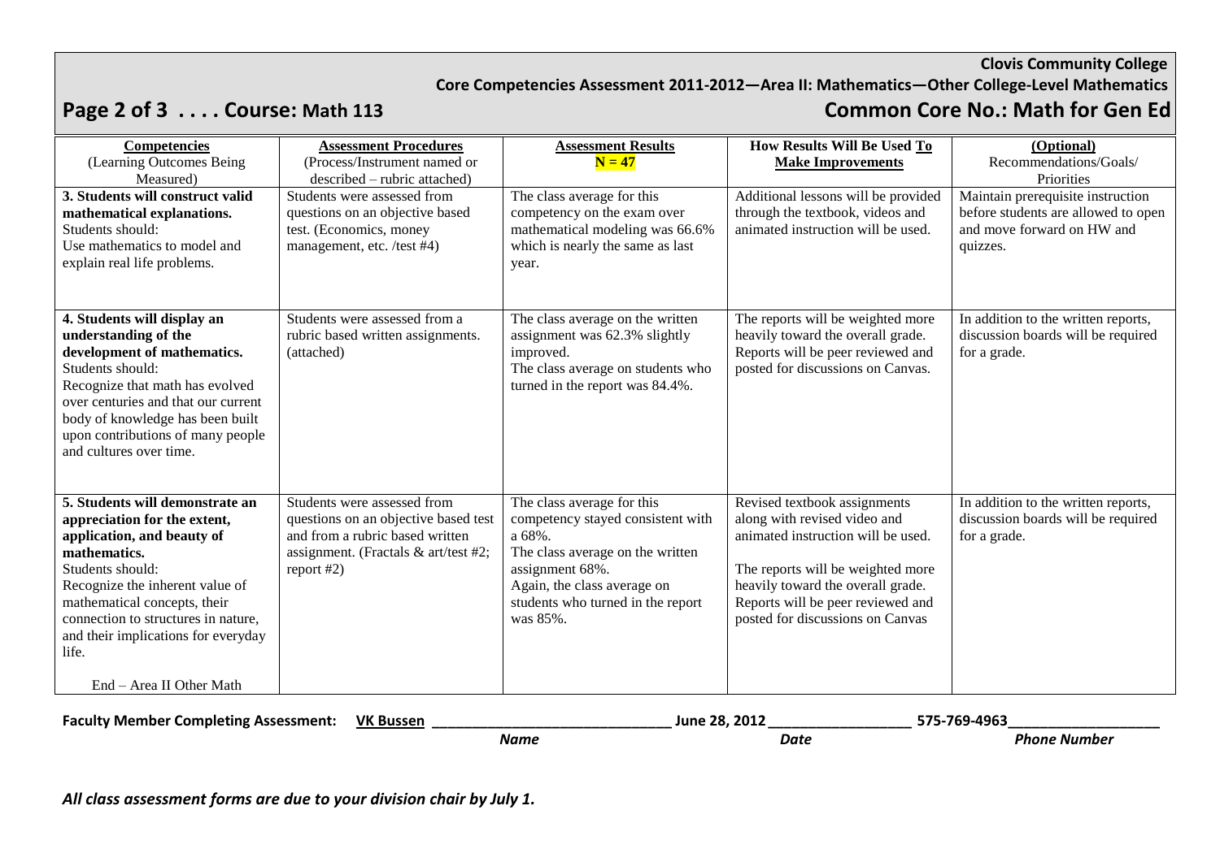**Clovis Community College**

**Core Competencies Assessment 2011-2012—Area II: Mathematics—Other College-Level Mathematics**

## Page 2 of 3 . . . . Course: Math 113 — Common Core No.: Math for Gen Ed

| **Competencies** (Learning Outcomes Being Measured) | **Assessment Procedures** (Process/Instrument named or described – rubric attached) | **Assessment Results** **N = 47** | **How Results Will Be Used To Make Improvements** | **(Optional)** Recommendations/Goals/ Priorities |
|---|---|---|---|---|
| **3. Students will construct valid mathematical explanations.** Students should: Use mathematics to model and explain real life problems. | Students were assessed from questions on an objective based test. (Economics, money management, etc. /test #4) | The class average for this competency on the exam over mathematical modeling was 66.6% which is nearly the same as last year. | Additional lessons will be provided through the textbook, videos and animated instruction will be used. | Maintain prerequisite instruction before students are allowed to open and move forward on HW and quizzes. |
| **4. Students will display an understanding of the development of mathematics.** Students should: Recognize that math has evolved over centuries and that our current body of knowledge has been built upon contributions of many people and cultures over time. | Students were assessed from a rubric based written assignments. (attached) | The class average on the written assignment was 62.3% slightly improved. The class average on students who turned in the report was 84.4%. | The reports will be weighted more heavily toward the overall grade. Reports will be peer reviewed and posted for discussions on Canvas. | In addition to the written reports, discussion boards will be required for a grade. |
| **5. Students will demonstrate an appreciation for the extent, application, and beauty of mathematics.** Students should: Recognize the inherent value of mathematical concepts, their connection to structures in nature, and their implications for everyday life. End – Area II Other Math | Students were assessed from questions on an objective based test and from a rubric based written assignment. (Fractals & art/test #2; report #2) | The class average for this competency stayed consistent with a 68%. The class average on the written assignment 68%. Again, the class average on students who turned in the report was 85%. | Revised textbook assignments along with revised video and animated instruction will be used. The reports will be weighted more heavily toward the overall grade. Reports will be peer reviewed and posted for discussions on Canvas | In addition to the written reports, discussion boards will be required for a grade. |

**Faculty Member Completing Assessment:** VK Bussen (*Name*) June 28, 2012 (*Date*) 575-769-4963 (*Phone Number*)

*All class assessment forms are due to your division chair by July 1.*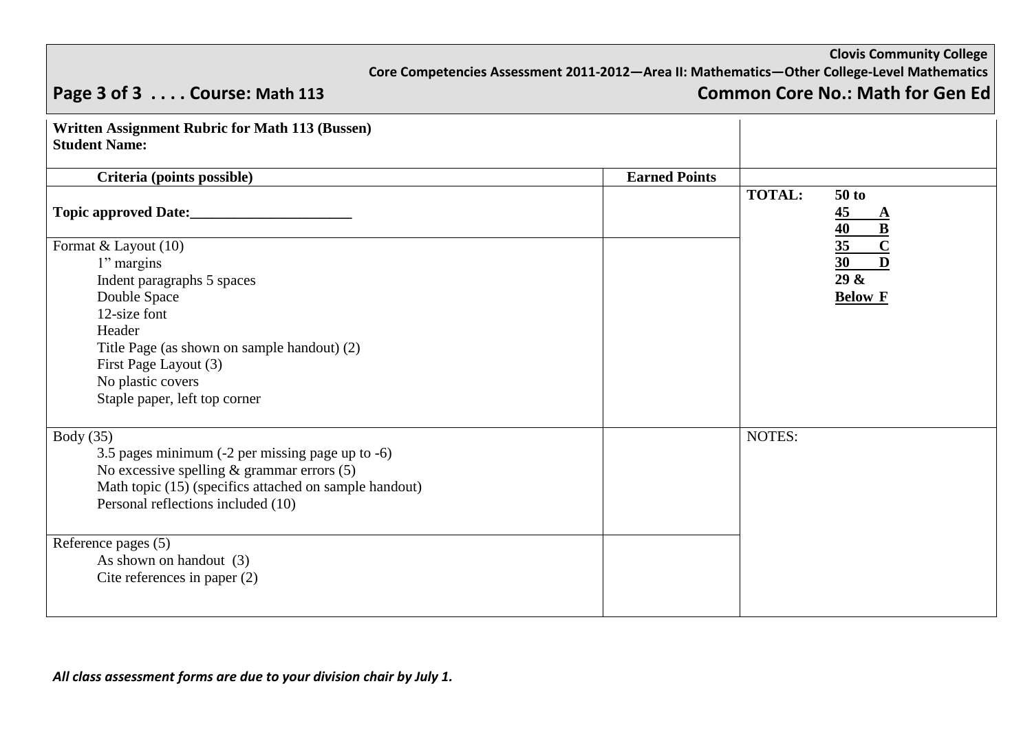Clovis Community College

Core Competencies Assessment 2011-2012—Area II: Mathematics—Other College-Level Mathematics

**Page 3 of 3 . . . . Course: Math 113** **Common Core No.: Math for Gen Ed**

| **Written Assignment Rubric for Math 113 (Bussen)**<br>**Student Name:** | | |
|---|---|---|
| **Criteria (points possible)** | **Earned Points** | |
| **Topic approved Date:______________________** | | **TOTAL:** **50 to**<br>**45 A**<br>**40 B**<br>**35 C**<br>**30 D**<br>**29 & Below F** |
| Format & Layout (10)<br>1" margins<br>Indent paragraphs 5 spaces<br>Double Space<br>12-size font<br>Header<br>Title Page (as shown on sample handout) (2)<br>First Page Layout (3)<br>No plastic covers<br>Staple paper, left top corner | | |
| Body (35)<br>3.5 pages minimum (-2 per missing page up to -6)<br>No excessive spelling & grammar errors (5)<br>Math topic (15) (specifics attached on sample handout)<br>Personal reflections included (10) | | NOTES: |
| Reference pages (5)<br>As shown on handout (3)<br>Cite references in paper (2) | | |

***All class assessment forms are due to your division chair by July 1.***